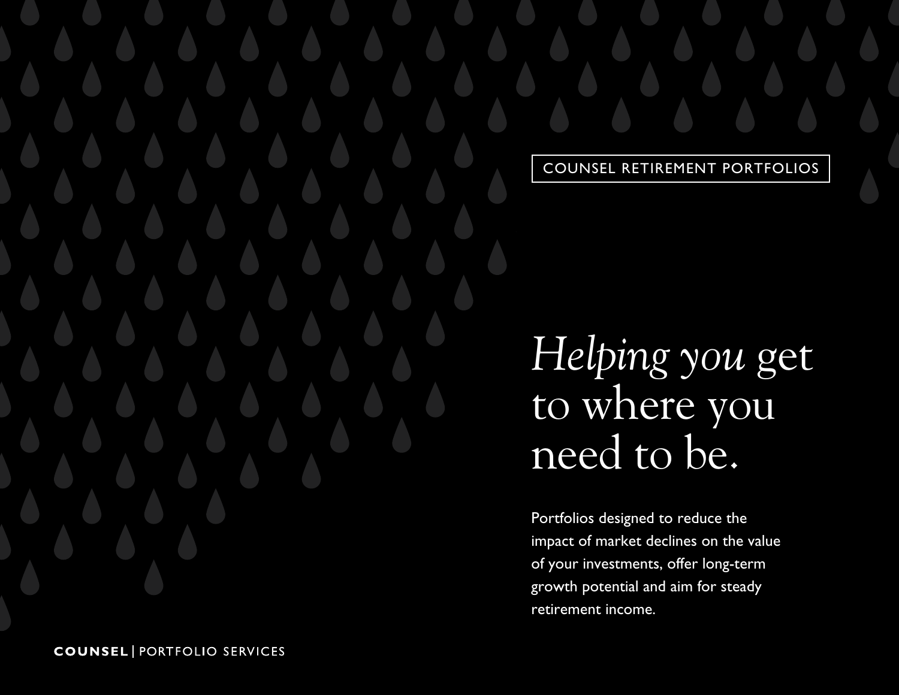COUNSEL RETIREMENT PORTFOLIOS

# *Helping you* get to where you need to be.

Portfolios designed to reduce the impact of market declines on the value of your investments, offer long-term growth potential and aim for steady retirement income.

**COUNSEL** | PORTFOLIO SERVICES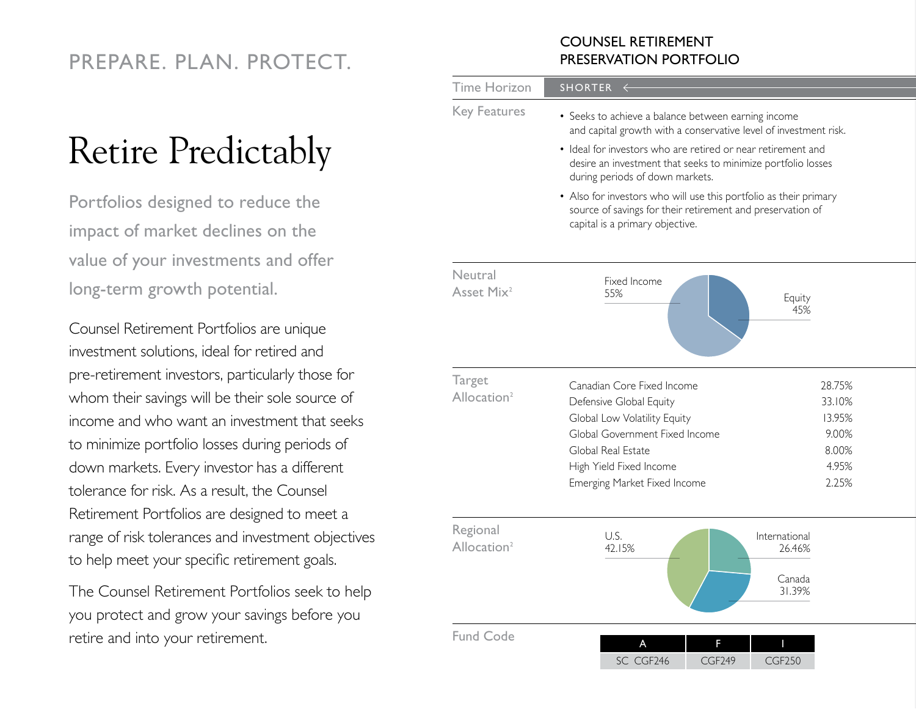PREPARE. PLAN. PROTECT.

# Retire Predictably

Portfolios designed to reduce the impact of market declines on the value of your investments and offer long-term growth potential.

Counsel Retirement Portfolios are unique investment solutions, ideal for retired and pre-retirement investors, particularly those for whom their savings will be their sole source of income and who want an investment that seeks to minimize portfolio losses during periods of down markets. Every investor has a different tolerance for risk. As a result, the Counsel Retirement Portfolios are designed to meet a range of risk tolerances and investment objectives to help meet your specific retirement goals.

The Counsel Retirement Portfolios seek to help you protect and grow your savings before you retire and into your retirement.

## COUNSEL RETIREMENT PRESERVATION PORTFOLIO

**Time Horizon:** SHORTER

**Key Features**

- Seeks to achieve a balance between earning income and capital growth with a conservative level of investment risk.
- Ideal for investors who are retired or near retirement and desire an investment that seeks to minimize portfolio losses during periods of down markets.
- Also for investors who will use this portfolio as their primary source of savings for their retirement and preservation of capital is a primary objective.

**Neutral Asset Mix[2]**

- Fixed Income 55%
- Equity 45%

**Target Allocation[2]**

| Asset Class | Allocation |
|---|---|
| Canadian Core Fixed Income | 28.75% |
| Defensive Global Equity | 33.10% |
| Global Low Volatility Equity | 13.95% |
| Global Government Fixed Income | 9.00% |
| Global Real Estate | 8.00% |
| High Yield Fixed Income | 4.95% |
| Emerging Market Fixed Income | 2.25% |

**Regional Allocation[2]**

- U.S. 42.15%
- International 26.46%
- Canada 31.39%

**Fund Code**

| A | F | I |
|---|---|---|
| SC CGF246 | CGF249 | CGF250 |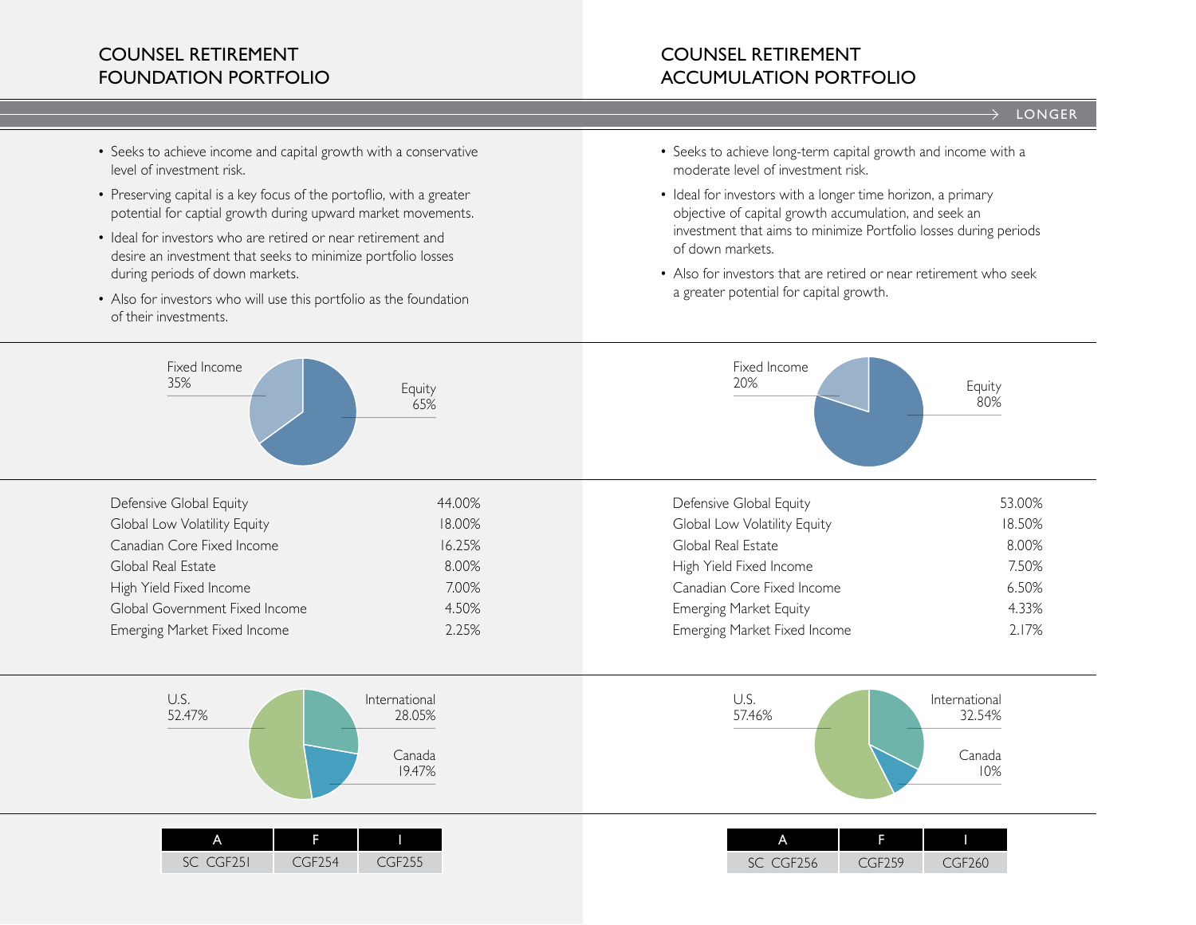## COUNSEL RETIREMENT FOUNDATION PORTFOLIO

- Seeks to achieve income and capital growth with a conservative level of investment risk.
- Preserving capital is a key focus of the portfolio, with a greater potential for captial growth during upward market movements.
- Ideal for investors who are retired or near retirement and desire an investment that seeks to minimize portfolio losses during periods of down markets.
- Also for investors who will use this portfolio as the foundation of their investments.

Fixed Income 35%

Equity 65%

| | |
|---|---|
| Defensive Global Equity | 44.00% |
| Global Low Volatility Equity | 18.00% |
| Canadian Core Fixed Income | 16.25% |
| Global Real Estate | 8.00% |
| High Yield Fixed Income | 7.00% |
| Global Government Fixed Income | 4.50% |
| Emerging Market Fixed Income | 2.25% |

U.S. 52.47%

International 28.05%

Canada 19.47%

| A | F | I |
|---|---|---|
| SC CGF251 | CGF254 | CGF255 |

## COUNSEL RETIREMENT ACCUMULATION PORTFOLIO

> LONGER

- Seeks to achieve long-term capital growth and income with a moderate level of investment risk.
- Ideal for investors with a longer time horizon, a primary objective of capital growth accumulation, and seek an investment that aims to minimize Portfolio losses during periods of down markets.
- Also for investors that are retired or near retirement who seek a greater potential for capital growth.

Fixed Income 20%

Equity 80%

| | |
|---|---|
| Defensive Global Equity | 53.00% |
| Global Low Volatility Equity | 18.50% |
| Global Real Estate | 8.00% |
| High Yield Fixed Income | 7.50% |
| Canadian Core Fixed Income | 6.50% |
| Emerging Market Equity | 4.33% |
| Emerging Market Fixed Income | 2.17% |

U.S. 57.46%

International 32.54%

Canada 10%

| A | F | I |
|---|---|---|
| SC CGF256 | CGF259 | CGF260 |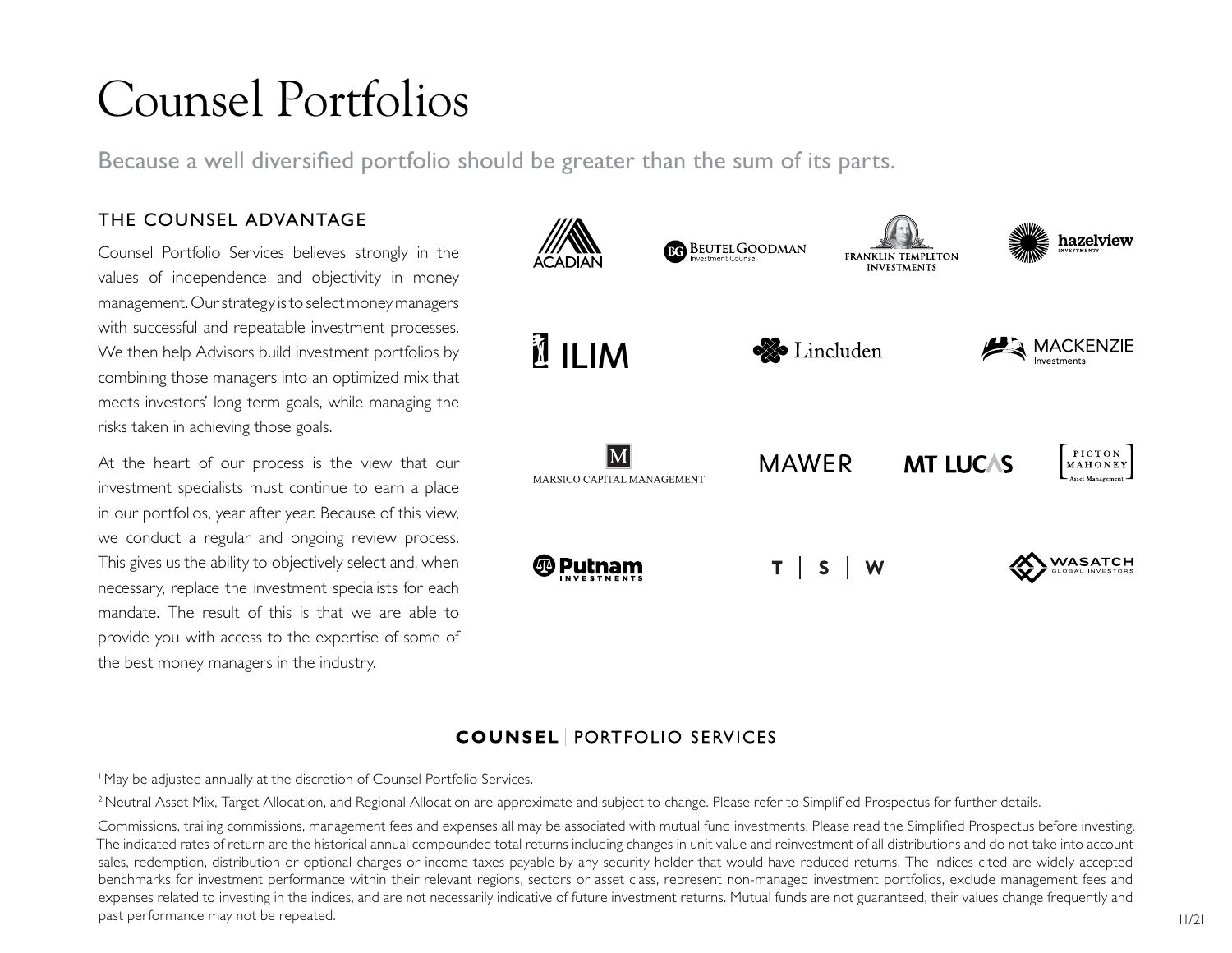# Counsel Portfolios

Because a well diversified portfolio should be greater than the sum of its parts.

## THE COUNSEL ADVANTAGE

Counsel Portfolio Services believes strongly in the values of independence and objectivity in money management. Our strategy is to select money managers with successful and repeatable investment processes. We then help Advisors build investment portfolios by combining those managers into an optimized mix that meets investors' long term goals, while managing the risks taken in achieving those goals.

At the heart of our process is the view that our investment specialists must continue to earn a place in our portfolios, year after year. Because of this view, we conduct a regular and ongoing review process. This gives us the ability to objectively select and, when necessary, replace the investment specialists for each mandate. The result of this is that we are able to provide you with access to the expertise of some of the best money managers in the industry.

ACADIAN

BEUTEL GOODMAN Investment Counsel

FRANKLIN TEMPLETON INVESTMENTS

hazelview INVESTMENTS

ILIM

Lincluden

MACKENZIE Investments

MARSICO CAPITAL MANAGEMENT

MAWER

MT LUCAS

PICTON MAHONEY Asset Management

Putnam INVESTMENTS

T | S | W

WASATCH GLOBAL INVESTORS

**COUNSEL** | PORTFOLIO SERVICES

[1] May be adjusted annually at the discretion of Counsel Portfolio Services.

[2] Neutral Asset Mix, Target Allocation, and Regional Allocation are approximate and subject to change. Please refer to Simplified Prospectus for further details.

Commissions, trailing commissions, management fees and expenses all may be associated with mutual fund investments. Please read the Simplified Prospectus before investing. The indicated rates of return are the historical annual compounded total returns including changes in unit value and reinvestment of all distributions and do not take into account sales, redemption, distribution or optional charges or income taxes payable by any security holder that would have reduced returns. The indices cited are widely accepted benchmarks for investment performance within their relevant regions, sectors or asset class, represent non-managed investment portfolios, exclude management fees and expenses related to investing in the indices, and are not necessarily indicative of future investment returns. Mutual funds are not guaranteed, their values change frequently and past performance may not be repeated.

11/21